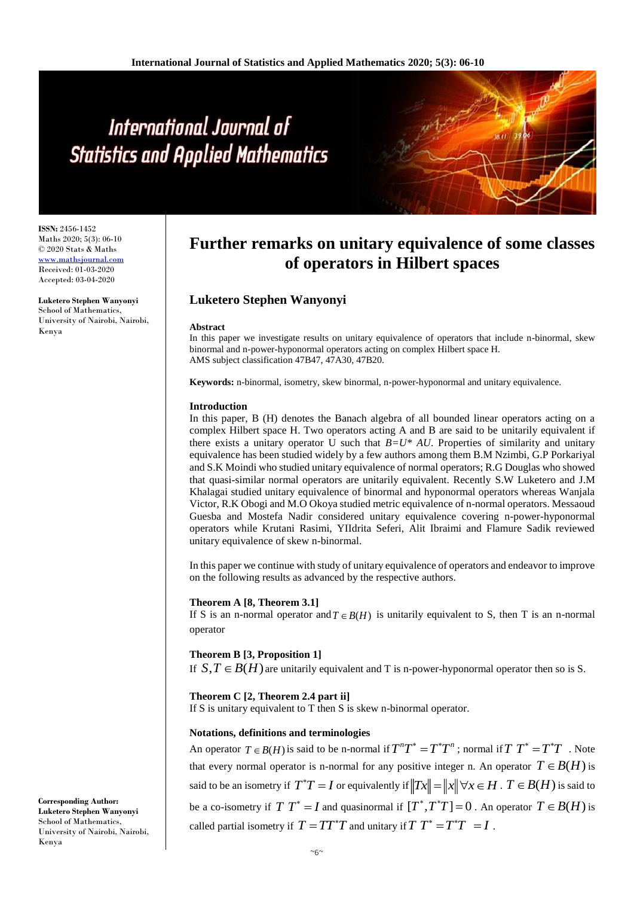# Further remarks on unitary equivalence of some classes of operators in Hilbert spaces

**ISSN:** 2456-1452
Maths 2020; 5(3): 06-10
© 2020 Stats & Maths
www.mathsjournal.com
Received: 01-03-2020
Accepted: 03-04-2020

**Luketero Stephen Wanyonyi**
School of Mathematics, University of Nairobi, Nairobi, Kenya

**Corresponding Author:**
**Luketero Stephen Wanyonyi**
School of Mathematics, University of Nairobi, Nairobi, Kenya

## Luketero Stephen Wanyonyi

### Abstract

In this paper we investigate results on unitary equivalence of operators that include n-binormal, skew binormal and n-power-hyponormal operators acting on complex Hilbert space H.
AMS subject classification 47B47, 47A30, 47B20.

**Keywords:** n-binormal, isometry, skew binormal, n-power-hyponormal and unitary equivalence.

### Introduction

In this paper, B (H) denotes the Banach algebra of all bounded linear operators acting on a complex Hilbert space H. Two operators acting A and B are said to be unitarily equivalent if there exists a unitary operator U such that $B=U^* AU$. Properties of similarity and unitary equivalence has been studied widely by a few authors among them B.M Nzimbi, G.P Porkariyal and S.K Moindi who studied unitary equivalence of normal operators; R.G Douglas who showed that quasi-similar normal operators are unitarily equivalent. Recently S.W Luketero and J.M Khalagai studied unitary equivalence of binormal and hyponormal operators whereas Wanjala Victor, R.K Obogi and M.O Okoya studied metric equivalence of n-normal operators. Messaoud Guesba and Mostefa Nadir considered unitary equivalence covering n-power-hyponormal operators while Krutani Rasimi, YIldrita Seferi, Alit Ibraimi and Flamure Sadik reviewed unitary equivalence of skew n-binormal.

In this paper we continue with study of unitary equivalence of operators and endeavor to improve on the following results as advanced by the respective authors.

**Theorem A [8, Theorem 3.1]**
If S is an n-normal operator and $T \in B(H)$ is unitarily equivalent to S, then T is an n-normal operator

**Theorem B [3, Proposition 1]**
If $S, T \in B(H)$ are unitarily equivalent and T is n-power-hyponormal operator then so is S.

**Theorem C [2, Theorem 2.4 part ii]**
If S is unitary equivalent to T then S is skew n-binormal operator.

### Notations, definitions and terminologies

An operator $T \in B(H)$ is said to be n-normal if $T^nT^* = T^*T^n$; normal if $T\,T^* = T^*T$. Note that every normal operator is n-normal for any positive integer n. An operator $T \in B(H)$ is said to be an isometry if $T^*T = I$ or equivalently if $\|Tx\| = \|x\| \, \forall x \in H$. $T \in B(H)$ is said to be a co-isometry if $T\,T^* = I$ and quasinormal if $[T^*, T^*T] = 0$. An operator $T \in B(H)$ is called partial isometry if $T = TT^*T$ and unitary if $T\,T^* = T^*T = I$.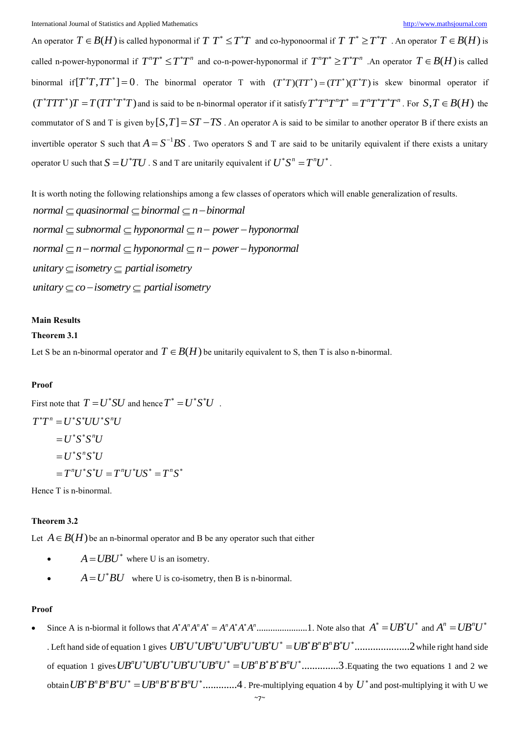An operator $T \in B(H)$ is called hyponormal if $T\ T^* \leq T^*T$ and co-hyponoormal if $T\ T^* \geq T^*T$ . An operator $T \in B(H)$ is called n-power-hyponormal if $T^nT^* \leq T^*T^n$ and co-n-power-hyponormal if $T^nT^* \geq T^*T^n$ .An operator $T \in B(H)$ is called binormal if $[T^*T, TT^*] = 0$. The binormal operator T with $(T^*T)(TT^*) = (TT^*)(T^*T)$ is skew binormal operator if $(T^*TTT^*)T = T(TT^*T^*T)$ and is said to be n-binormal operator if it satisfy $T^*T^nT^nT^* = T^nT^*T^*T^n$. For $S, T \in B(H)$ the commutator of S and T is given by $[S,T] = ST - TS$. An operator A is said to be similar to another operator B if there exists an invertible operator S such that $A = S^{-1}BS$. Two operators S and T are said to be unitarily equivalent if there exists a unitary operator U such that $S = U^*TU$. S and T are unitarily equivalent if $U^*S^n = T^nU^*$.

It is worth noting the following relationships among a few classes of operators which will enable generalization of results.

$$normal \subseteq quasinormal \subseteq binormal \subseteq n-binormal$$

$$normal \subseteq subnormal \subseteq hyponormal \subseteq n-power-hyponormal$$

$$normal \subseteq n-normal \subseteq hyponormal \subseteq n-power-hyponormal$$

$$unitary \subseteq isometry \subseteq partial\ isometry$$

$$unitary \subseteq co-isometry \subseteq partial\ isometry$$

**Main Results**

**Theorem 3.1**

Let S be an n-binormal operator and $T \in B(H)$ be unitarily equivalent to S, then T is also n-binormal.

**Proof**

First note that $T = U^*SU$ and hence $T^* = U^*S^*U$ .

$$
\begin{aligned}
T^*T^n &= U^*S^*UU^*S^nU \\
&= U^*S^*S^nU \\
&= U^*S^nS^*U \\
&= T^nU^*S^*U = T^nU^*US^* = T^nS^*
\end{aligned}
$$

Hence T is n-binormal.

**Theorem 3.2**

Let $A \in B(H)$ be an n-binormal operator and B be any operator such that either

- $A = UBU^*$ where U is an isometry.
- $A = U^*BU$ where U is co-isometry, then B is n-binormal.

**Proof**

- Since A is n-biormal it follows that $A^*A^nA^nA^* = A^nA^*A^*A^n$......................1. Note also that $A^* = UB^*U^*$ and $A^n = UB^nU^*$. Left hand side of equation 1 gives $UB^*U^*UB^nU^*UB^nU^*UB^*U^* = UB^*B^nB^nB^*U^*$.....................2 while right hand side of equation 1 gives $UB^nU^*UB^*U^*UB^*U^*UB^nU^* = UB^nB^*B^*B^nU^*$..............3.Equating the two equations 1 and 2 we obtain $UB^*B^nB^nB^*U^* = UB^nB^*B^*B^nU^*$.............4. Pre-multiplying equation 4 by $U^*$ and post-multiplying it with U we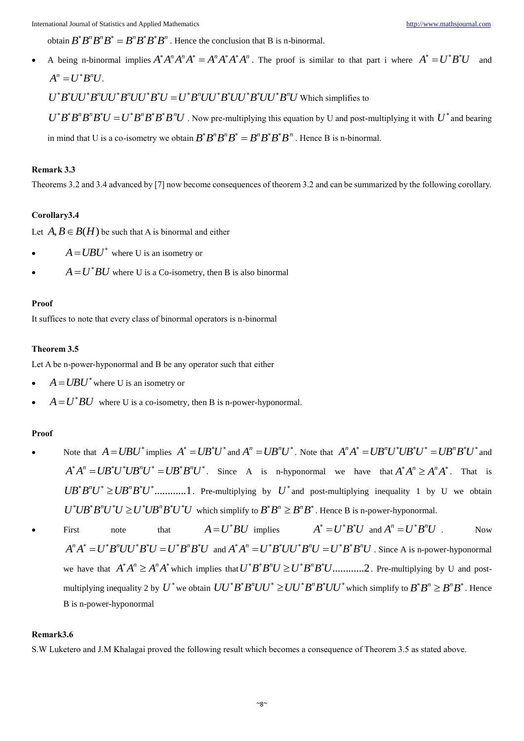obtain $B^*B^nB^nB^* = B^nB^*B^*B^n$. Hence the conclusion that B is n-binormal.

- A being n-binormal implies $A^*A^nA^nA^* = A^nA^*A^*A^n$. The proof is similar to that part i where $A^* = U^*B^*U$ and $A^n = U^*B^nU$.

  $U^*B^*UU^*B^nUU^*B^nUU^*B^*U = U^*B^nUU^*B^*UU^*B^*UU^*B^nU$ Which simplifies to

  $U^*B^*B^nB^nB^*U = U^*B^nB^*B^*B^nU$. Now pre-multiplying this equation by U and post-multiplying it with $U^*$ and bearing in mind that U is a co-isometry we obtain $B^*B^nB^nB^* = B^nB^*B^*B^n$. Hence B is n-binormal.

**Remark 3.3**

Theorems 3.2 and 3.4 advanced by [7] now become consequences of theorem 3.2 and can be summarized by the following corollary.

**Corollary3.4**

Let $A, B \in B(H)$ be such that A is binormal and either

- $A = UBU^*$ where U is an isometry or
- $A = U^*BU$ where U is a Co-isometry, then B is also binormal

**Proof**

It suffices to note that every class of binormal operators is n-binormal

**Theorem 3.5**

Let A be n-power-hyponormal and B be any operator such that either

- $A = UBU^*$ where U is an isometry or
- $A = U^*BU$ where U is a co-isometry, then B is n-power-hyponormal.

**Proof**

- Note that $A = UBU^*$ implies $A^* = UB^*U^*$ and $A^n = UB^nU^*$. Note that $A^nA^* = UB^nU^*UB^*U^* = UB^nB^*U^*$ and $A^*A^n = UB^*U^*UB^nU^* = UB^*B^nU^*$. Since A is n-hyponormal we have that $A^*A^n \geq A^nA^*$. That is $UB^*B^nU^* \geq UB^nB^*U^*$............1. Pre-multiplying by $U^*$ and post-multiplying inequality 1 by U we obtain $U^*UB^*B^nU^*U \geq U^*UB^nB^*U^*U$ which simplify to $B^*B^n \geq B^nB^*$. Hence B is n-power-hyponormal.
- First note that $A = U^*BU$ implies $A^* = U^*B^*U$ and $A^n = U^*B^nU$. Now $A^nA^* = U^*B^nUU^*B^*U = U^*B^nB^*U$ and $A^*A^n = U^*B^*UU^*B^nU = U^*B^*B^nU$. Since A is n-power-hyponormal we have that $A^*A^n \geq A^nA^*$ which implies that $U^*B^*B^nU \geq U^*B^nB^*U$............2. Pre-multiplying by U and post-multiplying inequality 2 by $U^*$ we obtain $UU^*B^*B^nUU^* \geq UU^*B^nB^*UU^*$ which simplify to $B^*B^n \geq B^nB^*$. Hence B is n-power-hyponormal

**Remark3.6**

S.W Luketero and J.M Khalagai proved the following result which becomes a consequence of Theorem 3.5 as stated above.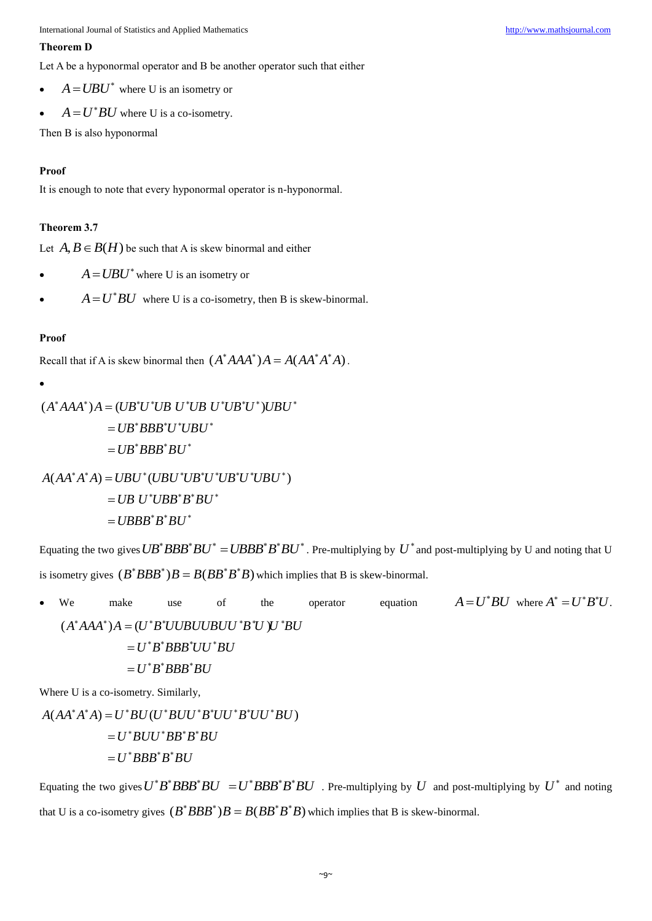**Theorem D**

Let A be a hyponormal operator and B be another operator such that either

- $A = UBU^*$ where U is an isometry or
- $A = U^*BU$ where U is a co-isometry.

Then B is also hyponormal

**Proof**

It is enough to note that every hyponormal operator is n-hyponormal.

**Theorem 3.7**

Let $A, B \in B(H)$ be such that A is skew binormal and either

- $A = UBU^*$ where U is an isometry or
- $A = U^*BU$ where U is a co-isometry, then B is skew-binormal.

**Proof**

Recall that if A is skew binormal then $(A^*AAA^*)A = A(AA^*A^*A)$.

- 

$$
\begin{aligned}
(A^*AAA^*)A &= (UB^*U^*UB\,U^*UB\,U^*UB^*U^*)UBU^* \\
&= UB^*BBB^*U^*UBU^* \\
&= UB^*BBB^*BU^*
\end{aligned}
$$

$$
\begin{aligned}
A(AA^*A^*A) &= UBU^*(UBU^*UB^*U^*UB^*U^*UBU^*) \\
&= UB\,U^*UBB^*B^*BU^* \\
&= UBBB^*B^*BU^*
\end{aligned}
$$

Equating the two gives $UB^*BBB^*BU^* = UBBB^*B^*BU^*$. Pre-multiplying by $U^*$ and post-multiplying by U and noting that U is isometry gives $(B^*BBB^*)B = B(BB^*B^*B)$ which implies that B is skew-binormal.

- We make use of the operator equation $A = U^*BU$ where $A^* = U^*B^*U$.

$$
\begin{aligned}
(A^*AAA^*)A &= (U^*B^*UUBUUBUU^*B^*U)U^*BU \\
&= U^*B^*BBB^*UU^*BU \\
&= U^*B^*BBB^*BU
\end{aligned}
$$

Where U is a co-isometry. Similarly,

$$
\begin{aligned}
A(AA^*A^*A) &= U^*BU(U^*BUU^*B^*UU^*B^*UU^*BU) \\
&= U^*BUU^*BB^*B^*BU \\
&= U^*BBB^*B^*BU
\end{aligned}
$$

Equating the two gives $U^*B^*BBB^*BU = U^*BBB^*B^*BU$. Pre-multiplying by $U$ and post-multiplying by $U^*$ and noting that U is a co-isometry gives $(B^*BBB^*)B = B(BB^*B^*B)$ which implies that B is skew-binormal.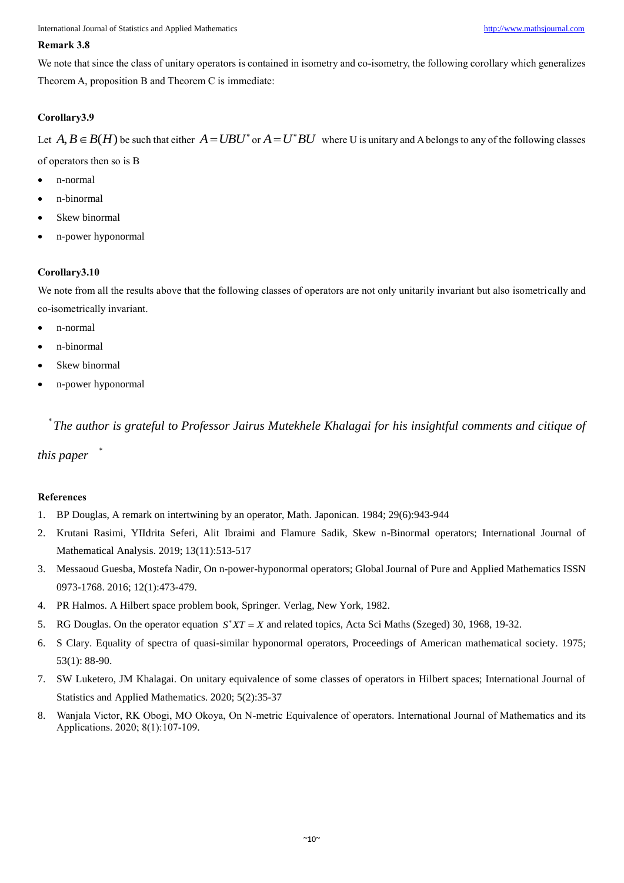**Remark 3.8**

We note that since the class of unitary operators is contained in isometry and co-isometry, the following corollary which generalizes Theorem A, proposition B and Theorem C is immediate:

**Corollary3.9**

Let $A, B \in B(H)$ be such that either $A = UBU^*$ or $A = U^*BU$ where U is unitary and A belongs to any of the following classes of operators then so is B

- n-normal
- n-binormal
- Skew binormal
- n-power hyponormal

**Corollary3.10**

We note from all the results above that the following classes of operators are not only unitarily invariant but also isometrically and co-isometrically invariant.

- n-normal
- n-binormal
- Skew binormal
- n-power hyponormal

*\* The author is grateful to Professor Jairus Mutekhele Khalagai for his insightful comments and citique of this paper \**

**References**

1. BP Douglas, A remark on intertwining by an operator, Math. Japonican. 1984; 29(6):943-944
2. Krutani Rasimi, YIldrita Seferi, Alit Ibraimi and Flamure Sadik, Skew n-Binormal operators; International Journal of Mathematical Analysis. 2019; 13(11):513-517
3. Messaoud Guesba, Mostefa Nadir, On n-power-hyponormal operators; Global Journal of Pure and Applied Mathematics ISSN 0973-1768. 2016; 12(1):473-479.
4. PR Halmos. A Hilbert space problem book, Springer. Verlag, New York, 1982.
5. RG Douglas. On the operator equation $S^*XT = X$ and related topics, Acta Sci Maths (Szeged) 30, 1968, 19-32.
6. S Clary. Equality of spectra of quasi-similar hyponormal operators, Proceedings of American mathematical society. 1975; 53(1): 88-90.
7. SW Luketero, JM Khalagai. On unitary equivalence of some classes of operators in Hilbert spaces; International Journal of Statistics and Applied Mathematics. 2020; 5(2):35-37
8. Wanjala Victor, RK Obogi, MO Okoya, On N-metric Equivalence of operators. International Journal of Mathematics and its Applications. 2020; 8(1):107-109.